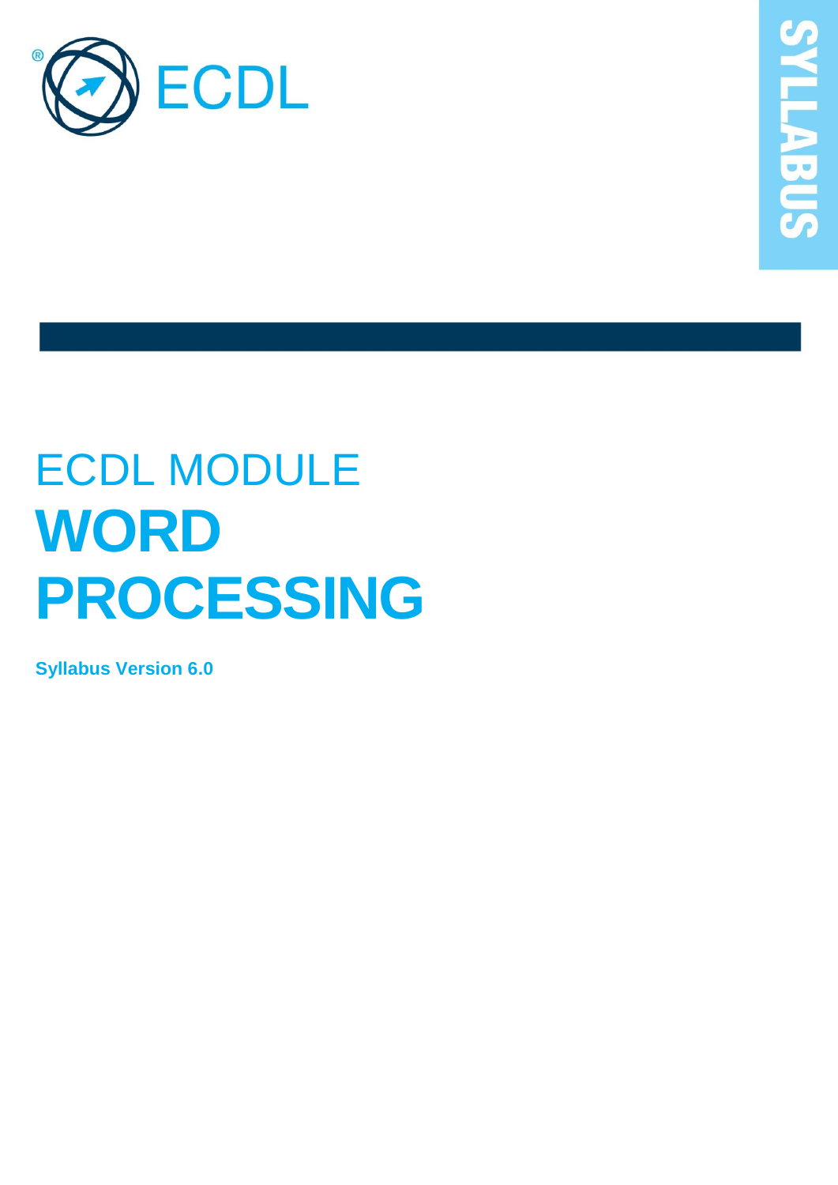ECDL

SYLLABUS

ECDL MODULE

# WORD PROCESSING

**Syllabus Version 6.0**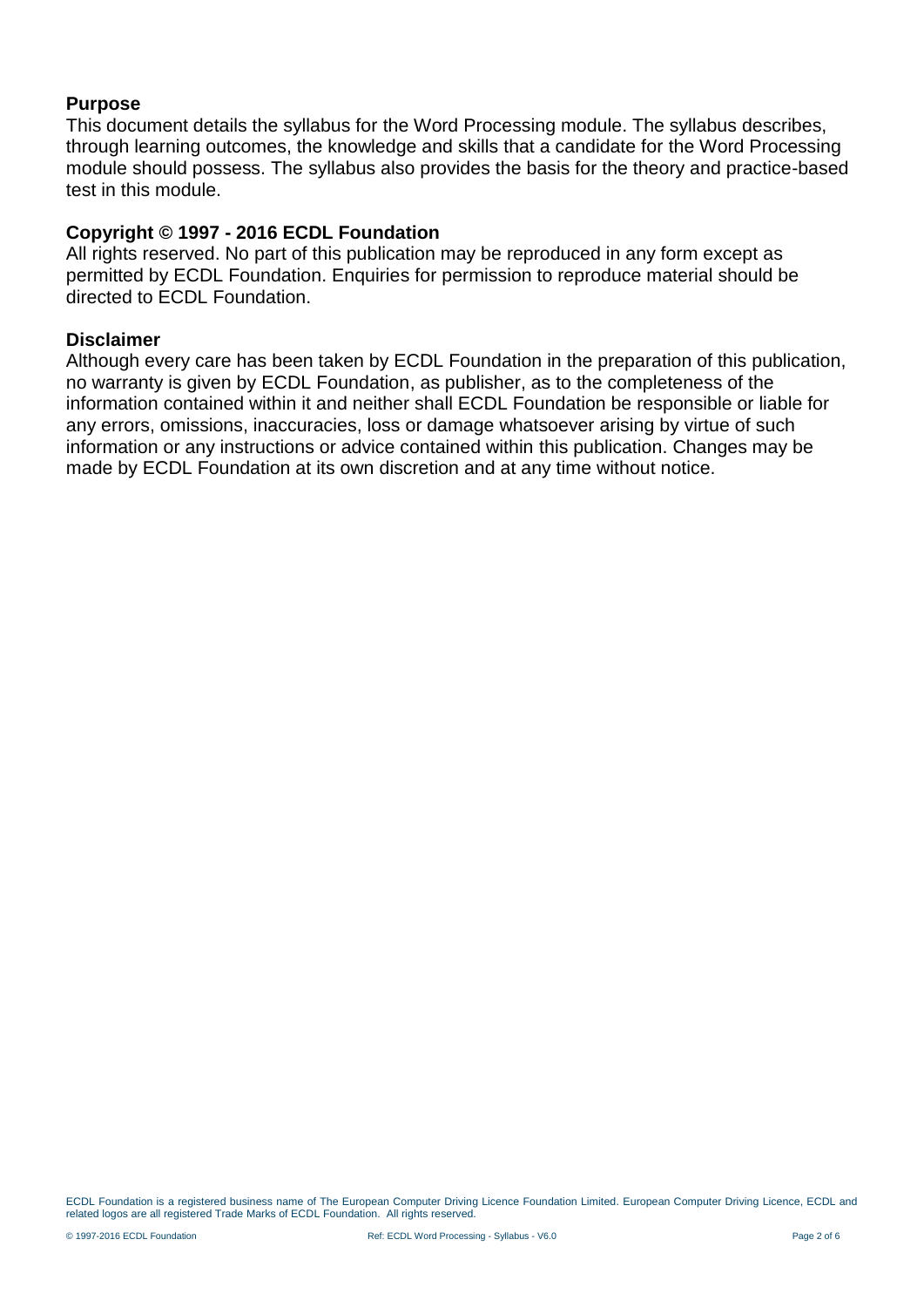## Purpose

This document details the syllabus for the Word Processing module. The syllabus describes, through learning outcomes, the knowledge and skills that a candidate for the Word Processing module should possess. The syllabus also provides the basis for the theory and practice-based test in this module.

## Copyright © 1997 - 2016 ECDL Foundation

All rights reserved. No part of this publication may be reproduced in any form except as permitted by ECDL Foundation. Enquiries for permission to reproduce material should be directed to ECDL Foundation.

## Disclaimer

Although every care has been taken by ECDL Foundation in the preparation of this publication, no warranty is given by ECDL Foundation, as publisher, as to the completeness of the information contained within it and neither shall ECDL Foundation be responsible or liable for any errors, omissions, inaccuracies, loss or damage whatsoever arising by virtue of such information or any instructions or advice contained within this publication. Changes may be made by ECDL Foundation at its own discretion and at any time without notice.

ECDL Foundation is a registered business name of The European Computer Driving Licence Foundation Limited. European Computer Driving Licence, ECDL and related logos are all registered Trade Marks of ECDL Foundation. All rights reserved.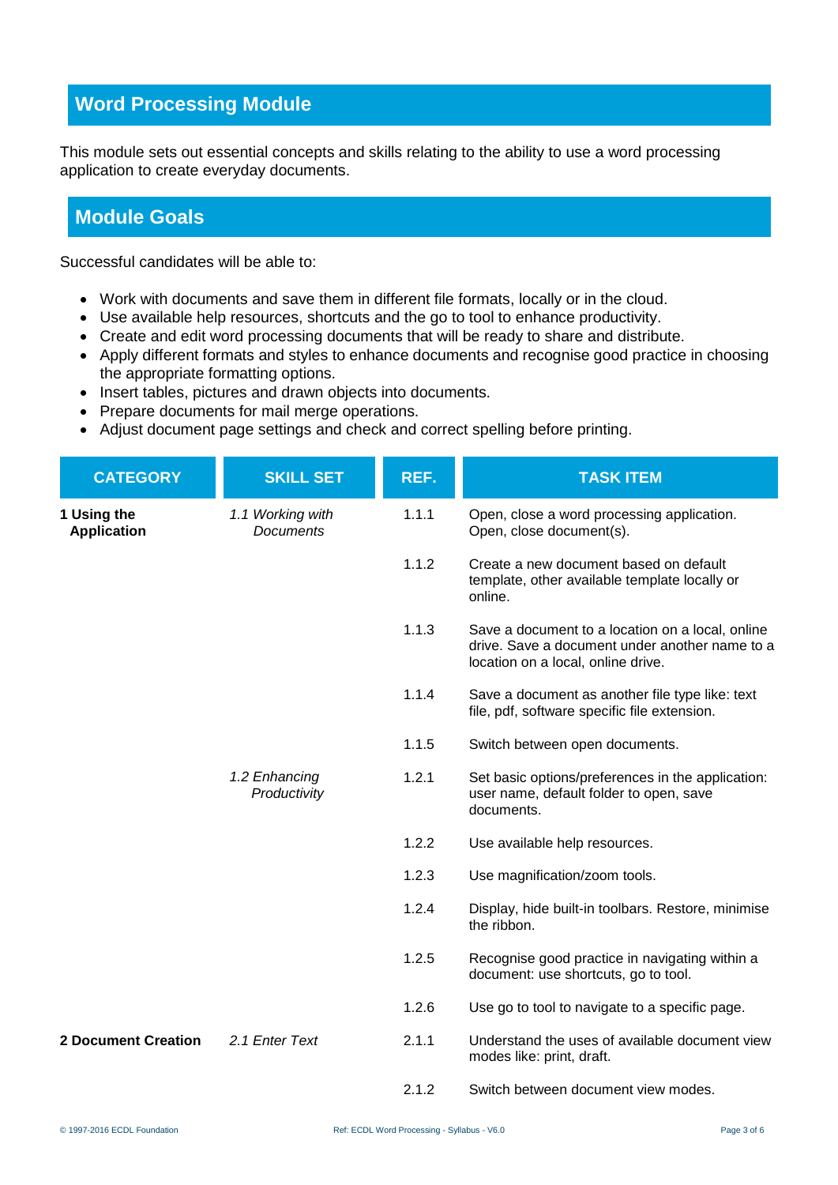## Word Processing Module

This module sets out essential concepts and skills relating to the ability to use a word processing application to create everyday documents.

## Module Goals

Successful candidates will be able to:

- Work with documents and save them in different file formats, locally or in the cloud.
- Use available help resources, shortcuts and the go to tool to enhance productivity.
- Create and edit word processing documents that will be ready to share and distribute.
- Apply different formats and styles to enhance documents and recognise good practice in choosing the appropriate formatting options.
- Insert tables, pictures and drawn objects into documents.
- Prepare documents for mail merge operations.
- Adjust document page settings and check and correct spelling before printing.

| CATEGORY | SKILL SET | REF. | TASK ITEM |
|---|---|---|---|
| **1 Using the Application** | *1.1 Working with Documents* | 1.1.1 | Open, close a word processing application. Open, close document(s). |
| | | 1.1.2 | Create a new document based on default template, other available template locally or online. |
| | | 1.1.3 | Save a document to a location on a local, online drive. Save a document under another name to a location on a local, online drive. |
| | | 1.1.4 | Save a document as another file type like: text file, pdf, software specific file extension. |
| | | 1.1.5 | Switch between open documents. |
| | *1.2 Enhancing Productivity* | 1.2.1 | Set basic options/preferences in the application: user name, default folder to open, save documents. |
| | | 1.2.2 | Use available help resources. |
| | | 1.2.3 | Use magnification/zoom tools. |
| | | 1.2.4 | Display, hide built-in toolbars. Restore, minimise the ribbon. |
| | | 1.2.5 | Recognise good practice in navigating within a document: use shortcuts, go to tool. |
| | | 1.2.6 | Use go to tool to navigate to a specific page. |
| **2 Document Creation** | *2.1 Enter Text* | 2.1.1 | Understand the uses of available document view modes like: print, draft. |
| | | 2.1.2 | Switch between document view modes. |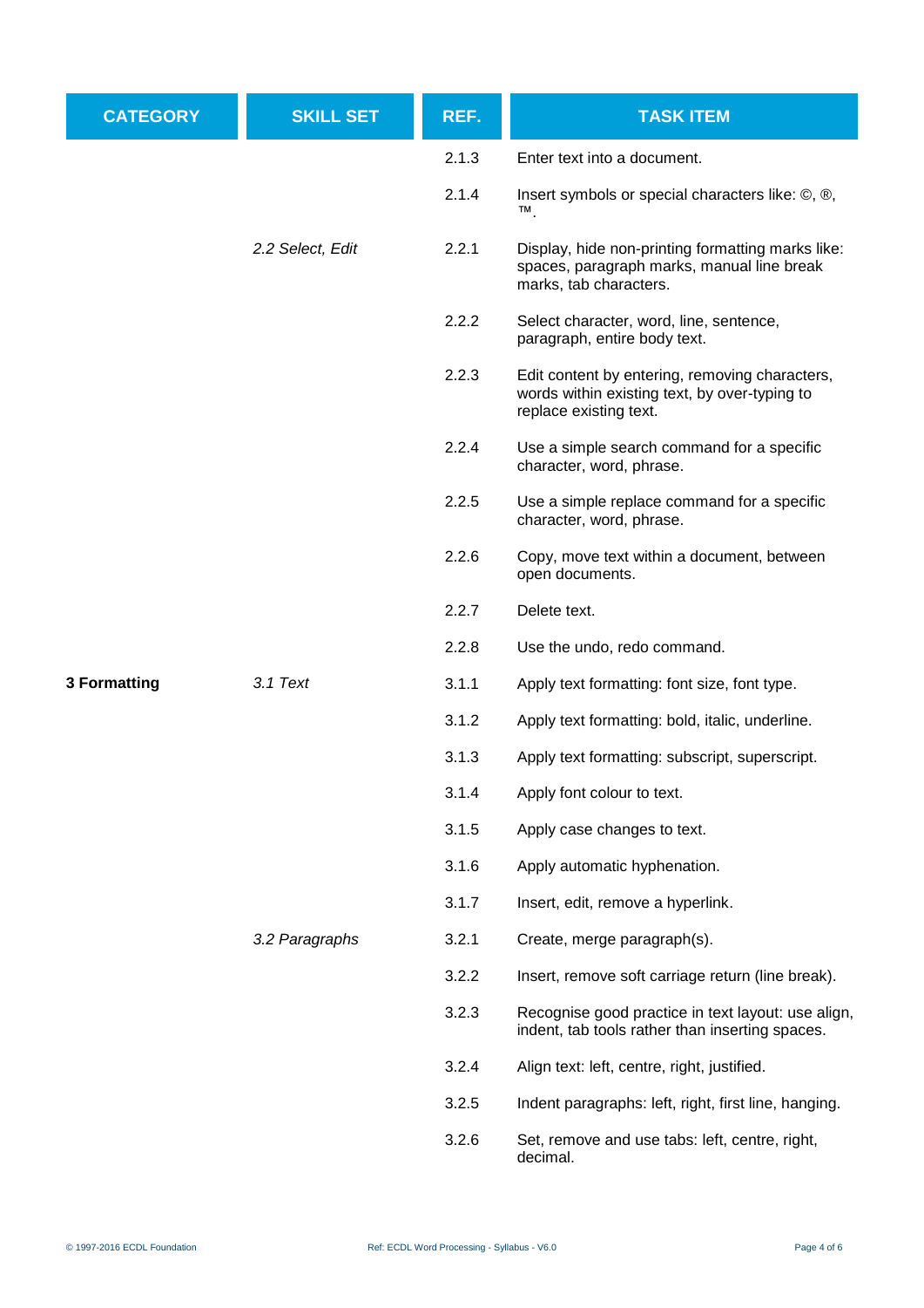| CATEGORY | SKILL SET | REF. | TASK ITEM |
|---|---|---|---|
| | | 2.1.3 | Enter text into a document. |
| | | 2.1.4 | Insert symbols or special characters like: ©, ®, ™. |
| | *2.2 Select, Edit* | 2.2.1 | Display, hide non-printing formatting marks like: spaces, paragraph marks, manual line break marks, tab characters. |
| | | 2.2.2 | Select character, word, line, sentence, paragraph, entire body text. |
| | | 2.2.3 | Edit content by entering, removing characters, words within existing text, by over-typing to replace existing text. |
| | | 2.2.4 | Use a simple search command for a specific character, word, phrase. |
| | | 2.2.5 | Use a simple replace command for a specific character, word, phrase. |
| | | 2.2.6 | Copy, move text within a document, between open documents. |
| | | 2.2.7 | Delete text. |
| | | 2.2.8 | Use the undo, redo command. |
| **3 Formatting** | *3.1 Text* | 3.1.1 | Apply text formatting: font size, font type. |
| | | 3.1.2 | Apply text formatting: bold, italic, underline. |
| | | 3.1.3 | Apply text formatting: subscript, superscript. |
| | | 3.1.4 | Apply font colour to text. |
| | | 3.1.5 | Apply case changes to text. |
| | | 3.1.6 | Apply automatic hyphenation. |
| | | 3.1.7 | Insert, edit, remove a hyperlink. |
| | *3.2 Paragraphs* | 3.2.1 | Create, merge paragraph(s). |
| | | 3.2.2 | Insert, remove soft carriage return (line break). |
| | | 3.2.3 | Recognise good practice in text layout: use align, indent, tab tools rather than inserting spaces. |
| | | 3.2.4 | Align text: left, centre, right, justified. |
| | | 3.2.5 | Indent paragraphs: left, right, first line, hanging. |
| | | 3.2.6 | Set, remove and use tabs: left, centre, right, decimal. |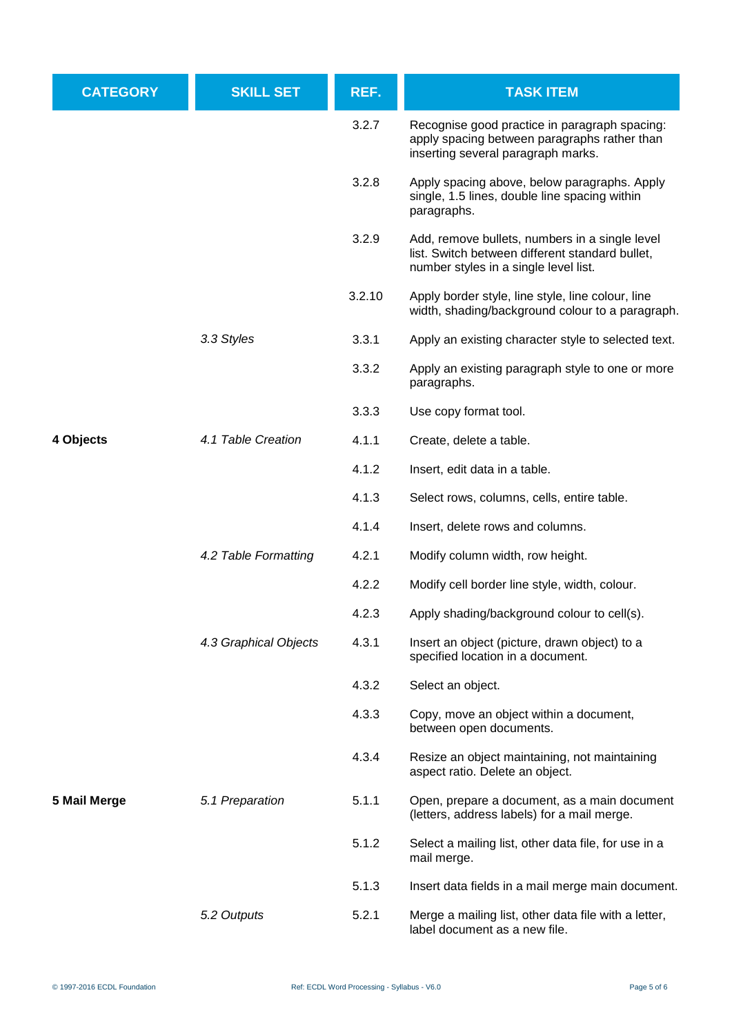| CATEGORY | SKILL SET | REF. | TASK ITEM |
|---|---|---|---|
| | | 3.2.7 | Recognise good practice in paragraph spacing: apply spacing between paragraphs rather than inserting several paragraph marks. |
| | | 3.2.8 | Apply spacing above, below paragraphs. Apply single, 1.5 lines, double line spacing within paragraphs. |
| | | 3.2.9 | Add, remove bullets, numbers in a single level list. Switch between different standard bullet, number styles in a single level list. |
| | | 3.2.10 | Apply border style, line style, line colour, line width, shading/background colour to a paragraph. |
| | *3.3 Styles* | 3.3.1 | Apply an existing character style to selected text. |
| | | 3.3.2 | Apply an existing paragraph style to one or more paragraphs. |
| | | 3.3.3 | Use copy format tool. |
| **4 Objects** | *4.1 Table Creation* | 4.1.1 | Create, delete a table. |
| | | 4.1.2 | Insert, edit data in a table. |
| | | 4.1.3 | Select rows, columns, cells, entire table. |
| | | 4.1.4 | Insert, delete rows and columns. |
| | *4.2 Table Formatting* | 4.2.1 | Modify column width, row height. |
| | | 4.2.2 | Modify cell border line style, width, colour. |
| | | 4.2.3 | Apply shading/background colour to cell(s). |
| | *4.3 Graphical Objects* | 4.3.1 | Insert an object (picture, drawn object) to a specified location in a document. |
| | | 4.3.2 | Select an object. |
| | | 4.3.3 | Copy, move an object within a document, between open documents. |
| | | 4.3.4 | Resize an object maintaining, not maintaining aspect ratio. Delete an object. |
| **5 Mail Merge** | *5.1 Preparation* | 5.1.1 | Open, prepare a document, as a main document (letters, address labels) for a mail merge. |
| | | 5.1.2 | Select a mailing list, other data file, for use in a mail merge. |
| | | 5.1.3 | Insert data fields in a mail merge main document. |
| | *5.2 Outputs* | 5.2.1 | Merge a mailing list, other data file with a letter, label document as a new file. |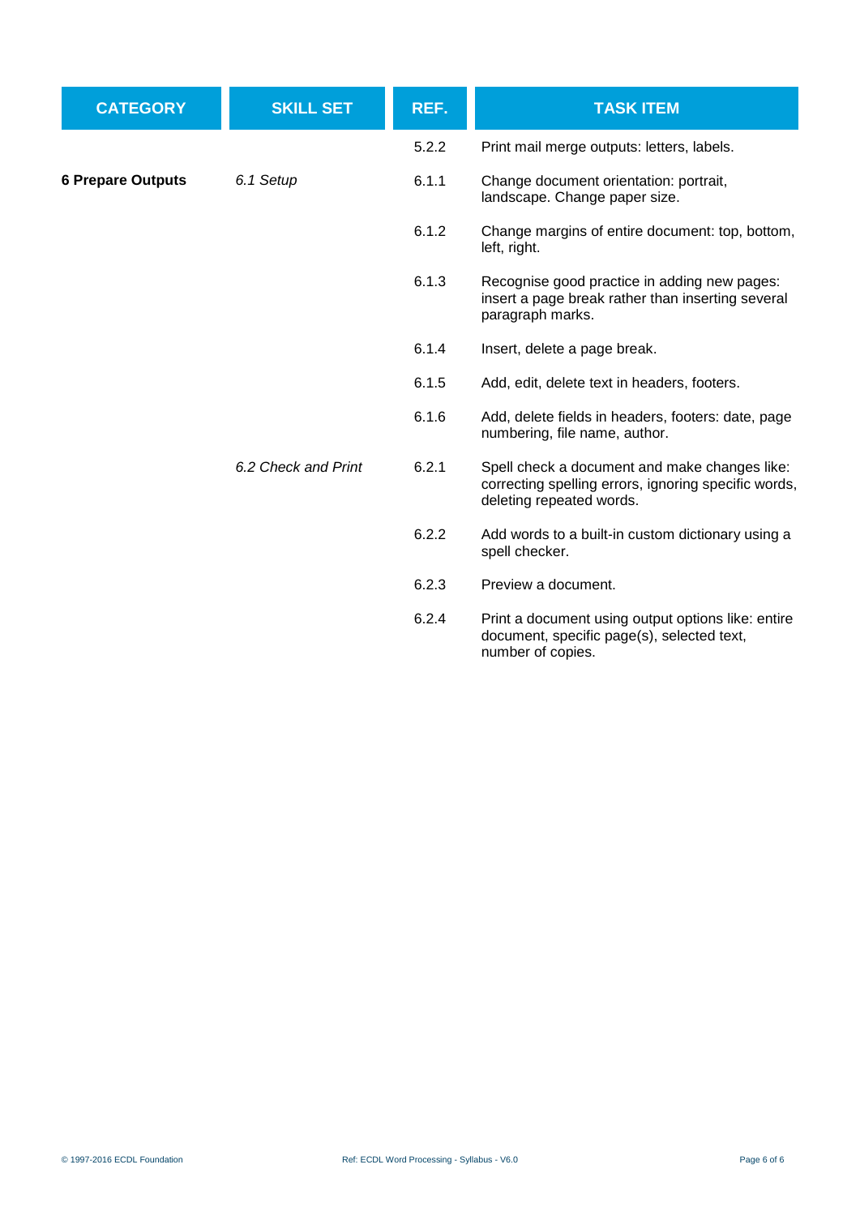| CATEGORY | SKILL SET | REF. | TASK ITEM |
|---|---|---|---|
| | | 5.2.2 | Print mail merge outputs: letters, labels. |
| **6 Prepare Outputs** | *6.1 Setup* | 6.1.1 | Change document orientation: portrait, landscape. Change paper size. |
| | | 6.1.2 | Change margins of entire document: top, bottom, left, right. |
| | | 6.1.3 | Recognise good practice in adding new pages: insert a page break rather than inserting several paragraph marks. |
| | | 6.1.4 | Insert, delete a page break. |
| | | 6.1.5 | Add, edit, delete text in headers, footers. |
| | | 6.1.6 | Add, delete fields in headers, footers: date, page numbering, file name, author. |
| | *6.2 Check and Print* | 6.2.1 | Spell check a document and make changes like: correcting spelling errors, ignoring specific words, deleting repeated words. |
| | | 6.2.2 | Add words to a built-in custom dictionary using a spell checker. |
| | | 6.2.3 | Preview a document. |
| | | 6.2.4 | Print a document using output options like: entire document, specific page(s), selected text, number of copies. |